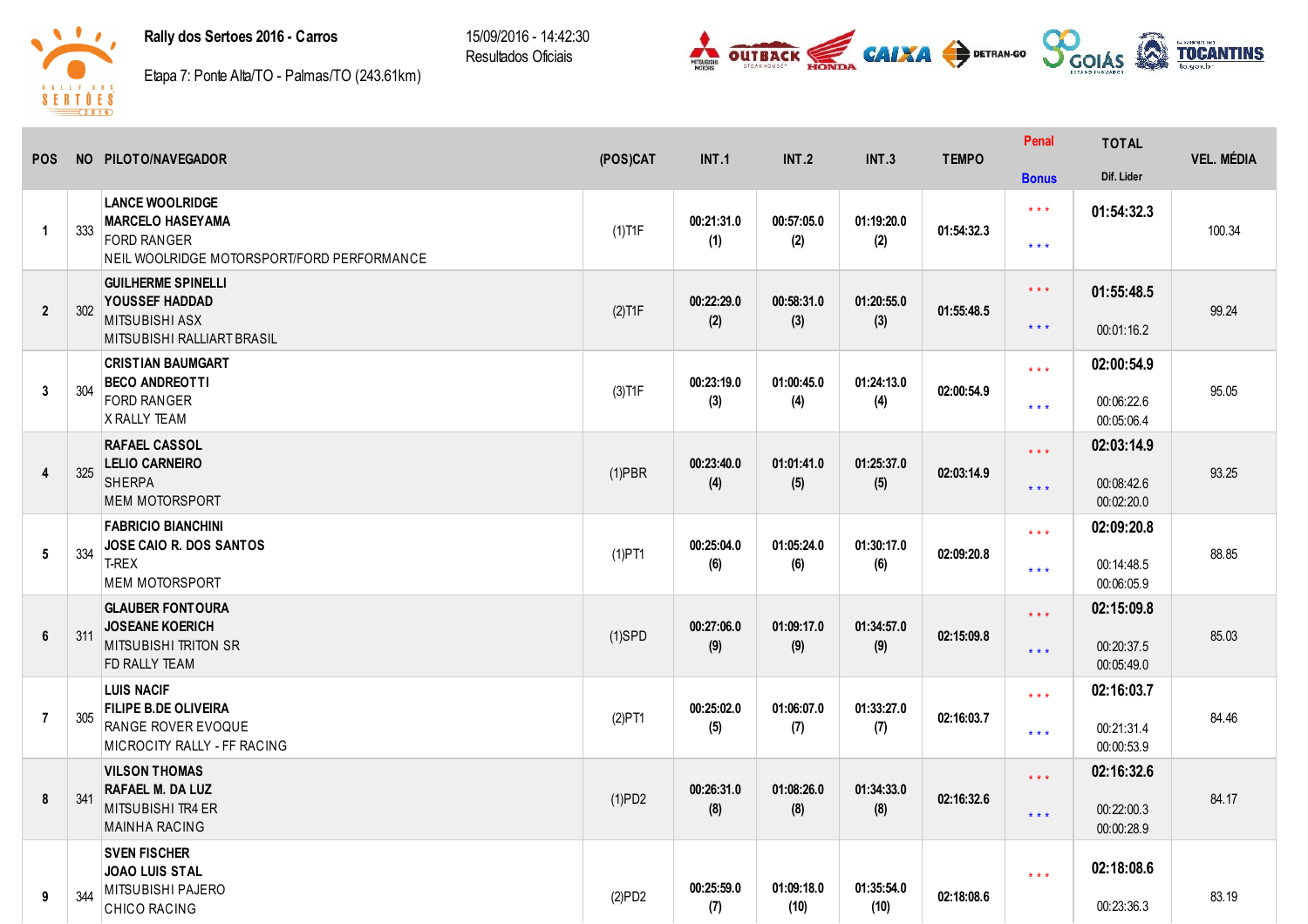**Rally dos Sertoes 2016 - Carros**

Etapa 7: Ponte Alta/TO - Palmas/TO (243.61km)

15/09/2016 - 14:42:30
Resultados Oficiais

| POS | NO | PILOTO/NAVEGADOR | (POS)CAT | INT.1 | INT.2 | INT.3 | TEMPO | Penal / Bonus | TOTAL / Dif. Lider | VEL. MÉDIA |
|---|---|---|---|---|---|---|---|---|---|---|
| 1 | 333 | **LANCE WOOLRIDGE**<br>**MARCELO HASEYAMA**<br>FORD RANGER<br>NEIL WOOLRIDGE MOTORSPORT/FORD PERFORMANCE | (1)T1F | 00:21:31.0<br>(1) | 00:57:05.0<br>(2) | 01:19:20.0<br>(2) | 01:54:32.3 | * * *<br>* * * | **01:54:32.3** | 100.34 |
| 2 | 302 | **GUILHERME SPINELLI**<br>**YOUSSEF HADDAD**<br>MITSUBISHI ASX<br>MITSUBISHI RALLIART BRASIL | (2)T1F | 00:22:29.0<br>(2) | 00:58:31.0<br>(3) | 01:20:55.0<br>(3) | 01:55:48.5 | * * *<br>* * * | **01:55:48.5**<br>00:01:16.2 | 99.24 |
| 3 | 304 | **CRISTIAN BAUMGART**<br>**BECO ANDREOTTI**<br>FORD RANGER<br>X RALLY TEAM | (3)T1F | 00:23:19.0<br>(3) | 01:00:45.0<br>(4) | 01:24:13.0<br>(4) | 02:00:54.9 | * * *<br>* * * | **02:00:54.9**<br>00:06:22.6<br>00:05:06.4 | 95.05 |
| 4 | 325 | **RAFAEL CASSOL**<br>**LELIO CARNEIRO**<br>SHERPA<br>MEM MOTORSPORT | (1)PBR | 00:23:40.0<br>(4) | 01:01:41.0<br>(5) | 01:25:37.0<br>(5) | 02:03:14.9 | * * *<br>* * * | **02:03:14.9**<br>00:08:42.6<br>00:02:20.0 | 93.25 |
| 5 | 334 | **FABRICIO BIANCHINI**<br>**JOSE CAIO R. DOS SANTOS**<br>T-REX<br>MEM MOTORSPORT | (1)PT1 | 00:25:04.0<br>(6) | 01:05:24.0<br>(6) | 01:30:17.0<br>(6) | 02:09:20.8 | * * *<br>* * * | **02:09:20.8**<br>00:14:48.5<br>00:06:05.9 | 88.85 |
| 6 | 311 | **GLAUBER FONTOURA**<br>**JOSEANE KOERICH**<br>MITSUBISHI TRITON SR<br>FD RALLY TEAM | (1)SPD | 00:27:06.0<br>(9) | 01:09:17.0<br>(9) | 01:34:57.0<br>(9) | 02:15:09.8 | * * *<br>* * * | **02:15:09.8**<br>00:20:37.5<br>00:05:49.0 | 85.03 |
| 7 | 305 | **LUIS NACIF**<br>**FILIPE B.DE OLIVEIRA**<br>RANGE ROVER EVOQUE<br>MICROCITY RALLY - FF RACING | (2)PT1 | 00:25:02.0<br>(5) | 01:06:07.0<br>(7) | 01:33:27.0<br>(7) | 02:16:03.7 | * * *<br>* * * | **02:16:03.7**<br>00:21:31.4<br>00:00:53.9 | 84.46 |
| 8 | 341 | **VILSON THOMAS**<br>**RAFAEL M. DA LUZ**<br>MITSUBISHI TR4 ER<br>MAINHA RACING | (1)PD2 | 00:26:31.0<br>(8) | 01:08:26.0<br>(8) | 01:34:33.0<br>(8) | 02:16:32.6 | * * *<br>* * * | **02:16:32.6**<br>00:22:00.3<br>00:00:28.9 | 84.17 |
| 9 | 344 | **SVEN FISCHER**<br>**JOAO LUIS STAL**<br>MITSUBISHI PAJERO<br>CHICO RACING | (2)PD2 | 00:25:59.0<br>(7) | 01:09:18.0<br>(10) | 01:35:54.0<br>(10) | 02:18:08.6 | * * * | **02:18:08.6**<br>00:23:36.3 | 83.19 |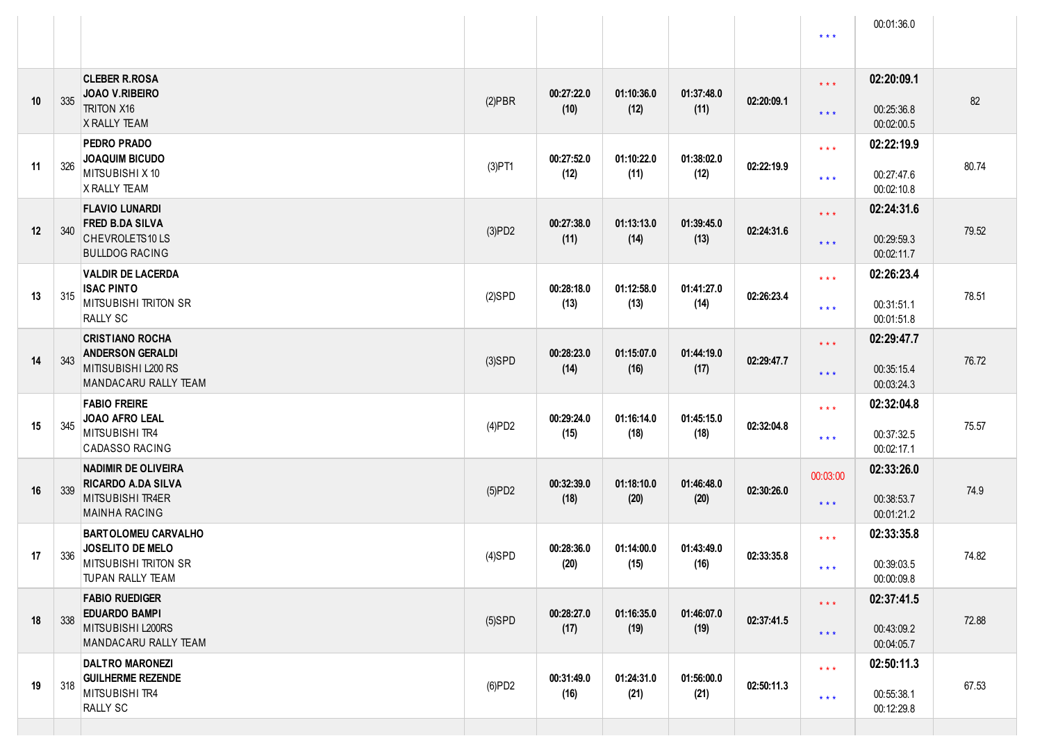| | | | | | | | | | | |
|---|---|---|---|---|---|---|---|---|---|---|
| | | | | | | | | * * * | 00:01:36.0 | |
| 10 | 335 | **CLEBER R.ROSA**<br>**JOAO V.RIBEIRO**<br>TRITON X16<br>X RALLY TEAM | (2)PBR | **00:27:22.0**<br>**(10)** | **01:10:36.0**<br>**(12)** | **01:37:48.0**<br>**(11)** | **02:20:09.1** | * * *<br>* * * | **02:20:09.1**<br>00:25:36.8<br>00:02:00.5 | 82 |
| 11 | 326 | **PEDRO PRADO**<br>**JOAQUIM BICUDO**<br>MITSUBISHI X 10<br>X RALLY TEAM | (3)PT1 | **00:27:52.0**<br>**(12)** | **01:10:22.0**<br>**(11)** | **01:38:02.0**<br>**(12)** | **02:22:19.9** | * * *<br>* * * | **02:22:19.9**<br>00:27:47.6<br>00:02:10.8 | 80.74 |
| 12 | 340 | **FLAVIO LUNARDI**<br>**FRED B.DA SILVA**<br>CHEVROLETS10 LS<br>BULLDOG RACING | (3)PD2 | **00:27:38.0**<br>**(11)** | **01:13:13.0**<br>**(14)** | **01:39:45.0**<br>**(13)** | **02:24:31.6** | * * *<br>* * * | **02:24:31.6**<br>00:29:59.3<br>00:02:11.7 | 79.52 |
| 13 | 315 | **VALDIR DE LACERDA**<br>**ISAC PINTO**<br>MITSUBISHI TRITON SR<br>RALLY SC | (2)SPD | **00:28:18.0**<br>**(13)** | **01:12:58.0**<br>**(13)** | **01:41:27.0**<br>**(14)** | **02:26:23.4** | * * *<br>* * * | **02:26:23.4**<br>00:31:51.1<br>00:01:51.8 | 78.51 |
| 14 | 343 | **CRISTIANO ROCHA**<br>**ANDERSON GERALDI**<br>MITISUBISHI L200 RS<br>MANDACARU RALLY TEAM | (3)SPD | **00:28:23.0**<br>**(14)** | **01:15:07.0**<br>**(16)** | **01:44:19.0**<br>**(17)** | **02:29:47.7** | * * *<br>* * * | **02:29:47.7**<br>00:35:15.4<br>00:03:24.3 | 76.72 |
| 15 | 345 | **FABIO FREIRE**<br>**JOAO AFRO LEAL**<br>MITSUBISHI TR4<br>CADASSO RACING | (4)PD2 | **00:29:24.0**<br>**(15)** | **01:16:14.0**<br>**(18)** | **01:45:15.0**<br>**(18)** | **02:32:04.8** | * * *<br>* * * | **02:32:04.8**<br>00:37:32.5<br>00:02:17.1 | 75.57 |
| 16 | 339 | **NADIMIR DE OLIVEIRA**<br>**RICARDO A.DA SILVA**<br>MITSUBISHI TR4ER<br>MAINHA RACING | (5)PD2 | **00:32:39.0**<br>**(18)** | **01:18:10.0**<br>**(20)** | **01:46:48.0**<br>**(20)** | **02:30:26.0** | 00:03:00<br>* * * | **02:33:26.0**<br>00:38:53.7<br>00:01:21.2 | 74.9 |
| 17 | 336 | **BARTOLOMEU CARVALHO**<br>**JOSELITO DE MELO**<br>MITSUBISHI TRITON SR<br>TUPAN RALLY TEAM | (4)SPD | **00:28:36.0**<br>**(20)** | **01:14:00.0**<br>**(15)** | **01:43:49.0**<br>**(16)** | **02:33:35.8** | * * *<br>* * * | **02:33:35.8**<br>00:39:03.5<br>00:00:09.8 | 74.82 |
| 18 | 338 | **FABIO RUEDIGER**<br>**EDUARDO BAMPI**<br>MITSUBISHI L200RS<br>MANDACARU RALLY TEAM | (5)SPD | **00:28:27.0**<br>**(17)** | **01:16:35.0**<br>**(19)** | **01:46:07.0**<br>**(19)** | **02:37:41.5** | * * *<br>* * * | **02:37:41.5**<br>00:43:09.2<br>00:04:05.7 | 72.88 |
| 19 | 318 | **DALTRO MARONEZI**<br>**GUILHERME REZENDE**<br>MITSUBISHI TR4<br>RALLY SC | (6)PD2 | **00:31:49.0**<br>**(16)** | **01:24:31.0**<br>**(21)** | **01:56:00.0**<br>**(21)** | **02:50:11.3** | * * *<br>* * * | **02:50:11.3**<br>00:55:38.1<br>00:12:29.8 | 67.53 |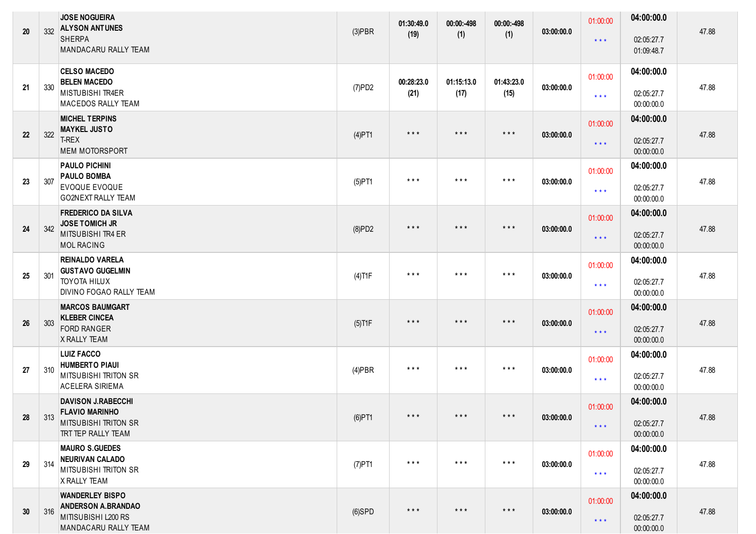| | | | | | | | | | | |
|---|---|---|---|---|---|---|---|---|---|---|
| 20 | 332 | **JOSE NOGUEIRA**<br>**ALYSON ANTUNES**<br>SHERPA<br>MANDACARU RALLY TEAM | (3)PBR | **01:30:49.0**<br>**(19)** | **00:00:-498**<br>**(1)** | **00:00:-498**<br>**(1)** | **03:00:00.0** | 01:00:00<br><br>* * * | **04:00:00.0**<br><br>02:05:27.7<br>01:09:48.7 | 47.88 |
| 21 | 330 | **CELSO MACEDO**<br>**BELEN MACEDO**<br>MISTUBISHI TR4ER<br>MACEDOS RALLY TEAM | (7)PD2 | **00:28:23.0**<br>**(21)** | **01:15:13.0**<br>**(17)** | **01:43:23.0**<br>**(15)** | **03:00:00.0** | 01:00:00<br><br>* * * | **04:00:00.0**<br><br>02:05:27.7<br>00:00:00.0 | 47.88 |
| 22 | 322 | **MICHEL TERPINS**<br>**MAYKEL JUSTO**<br>T-REX<br>MEM MOTORSPORT | (4)PT1 | * * * | * * * | * * * | **03:00:00.0** | 01:00:00<br><br>* * * | **04:00:00.0**<br><br>02:05:27.7<br>00:00:00.0 | 47.88 |
| 23 | 307 | **PAULO PICHINI**<br>**PAULO BOMBA**<br>EVOQUE EVOQUE<br>GO2NEXT RALLY TEAM | (5)PT1 | * * * | * * * | * * * | **03:00:00.0** | 01:00:00<br><br>* * * | **04:00:00.0**<br><br>02:05:27.7<br>00:00:00.0 | 47.88 |
| 24 | 342 | **FREDERICO DA SILVA**<br>**JOSE TOMICH JR**<br>MITSUBISHI TR4 ER<br>MOL RACING | (8)PD2 | * * * | * * * | * * * | **03:00:00.0** | 01:00:00<br><br>* * * | **04:00:00.0**<br><br>02:05:27.7<br>00:00:00.0 | 47.88 |
| 25 | 301 | **REINALDO VARELA**<br>**GUSTAVO GUGELMIN**<br>TOYOTA HILUX<br>DIVINO FOGAO RALLY TEAM | (4)T1F | * * * | * * * | * * * | **03:00:00.0** | 01:00:00<br><br>* * * | **04:00:00.0**<br><br>02:05:27.7<br>00:00:00.0 | 47.88 |
| 26 | 303 | **MARCOS BAUMGART**<br>**KLEBER CINCEA**<br>FORD RANGER<br>X RALLY TEAM | (5)T1F | * * * | * * * | * * * | **03:00:00.0** | 01:00:00<br><br>* * * | **04:00:00.0**<br><br>02:05:27.7<br>00:00:00.0 | 47.88 |
| 27 | 310 | **LUIZ FACCO**<br>**HUMBERTO PIAUI**<br>MITSUBISHI TRITON SR<br>ACELERA SIRIEMA | (4)PBR | * * * | * * * | * * * | **03:00:00.0** | 01:00:00<br><br>* * * | **04:00:00.0**<br><br>02:05:27.7<br>00:00:00.0 | 47.88 |
| 28 | 313 | **DAVISON J.RABECCHI**<br>**FLAVIO MARINHO**<br>MITSUBISHI TRITON SR<br>TRT TEP RALLY TEAM | (6)PT1 | * * * | * * * | * * * | **03:00:00.0** | 01:00:00<br><br>* * * | **04:00:00.0**<br><br>02:05:27.7<br>00:00:00.0 | 47.88 |
| 29 | 314 | **MAURO S.GUEDES**<br>**NEURIVAN CALADO**<br>MITSUBISHI TRITON SR<br>X RALLY TEAM | (7)PT1 | * * * | * * * | * * * | **03:00:00.0** | 01:00:00<br><br>* * * | **04:00:00.0**<br><br>02:05:27.7<br>00:00:00.0 | 47.88 |
| 30 | 316 | **WANDERLEY BISPO**<br>**ANDERSON A.BRANDAO**<br>MITISUBISHI L200 RS<br>MANDACARU RALLY TEAM | (6)SPD | * * * | * * * | * * * | **03:00:00.0** | 01:00:00<br><br>* * * | **04:00:00.0**<br><br>02:05:27.7<br>00:00:00.0 | 47.88 |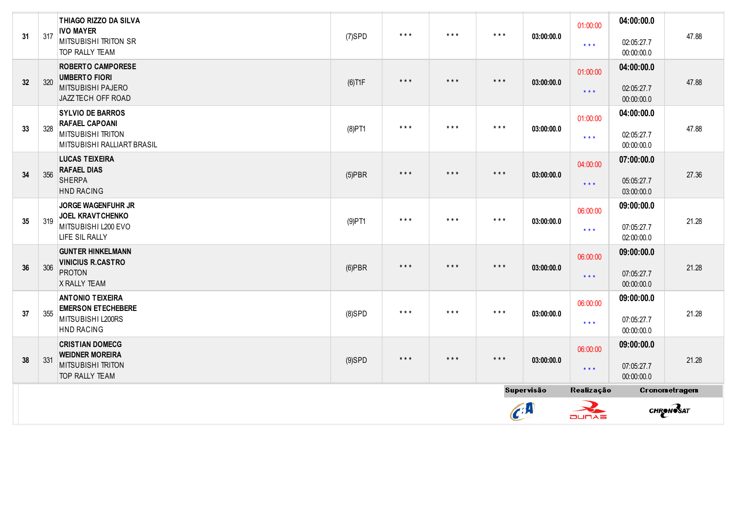| | | | | | | | | | | |
|---|---|---|---|---|---|---|---|---|---|---|
| 31 | 317 | **THIAGO RIZZO DA SILVA**<br>**IVO MAYER**<br>MITSUBISHI TRITON SR<br>TOP RALLY TEAM | (7)SPD | * * * | * * * | * * * | 03:00:00.0 | 01:00:00<br>* * * | **04:00:00.0**<br>02:05:27.7<br>00:00:00.0 | 47.88 |
| 32 | 320 | **ROBERTO CAMPORESE**<br>**UMBERTO FIORI**<br>MITSUBISHI PAJERO<br>JAZZ TECH OFF ROAD | (6)T1F | * * * | * * * | * * * | 03:00:00.0 | 01:00:00<br>* * * | **04:00:00.0**<br>02:05:27.7<br>00:00:00.0 | 47.88 |
| 33 | 328 | **SYLVIO DE BARROS**<br>**RAFAEL CAPOANI**<br>MITSUBISHI TRITON<br>MITSUBISHI RALLIART BRASIL | (8)PT1 | * * * | * * * | * * * | 03:00:00.0 | 01:00:00<br>* * * | **04:00:00.0**<br>02:05:27.7<br>00:00:00.0 | 47.88 |
| 34 | 356 | **LUCAS TEIXEIRA**<br>**RAFAEL DIAS**<br>SHERPA<br>HND RACING | (5)PBR | * * * | * * * | * * * | 03:00:00.0 | 04:00:00<br>* * * | **07:00:00.0**<br>05:05:27.7<br>03:00:00.0 | 27.36 |
| 35 | 319 | **JORGE WAGENFUHR JR**<br>**JOEL KRAVTCHENKO**<br>MITSUBISHI L200 EVO<br>LIFE SIL RALLY | (9)PT1 | * * * | * * * | * * * | 03:00:00.0 | 06:00:00<br>* * * | **09:00:00.0**<br>07:05:27.7<br>02:00:00.0 | 21.28 |
| 36 | 306 | **GUNTER HINKELMANN**<br>**VINICIUS R.CASTRO**<br>PROTON<br>X RALLY TEAM | (6)PBR | * * * | * * * | * * * | 03:00:00.0 | 06:00:00<br>* * * | **09:00:00.0**<br>07:05:27.7<br>00:00:00.0 | 21.28 |
| 37 | 355 | **ANTONIO TEIXEIRA**<br>**EMERSON ETECHEBERE**<br>MITSUBISHI L200RS<br>HND RACING | (8)SPD | * * * | * * * | * * * | 03:00:00.0 | 06:00:00<br>* * * | **09:00:00.0**<br>07:05:27.7<br>00:00:00.0 | 21.28 |
| 38 | 331 | **CRISTIAN DOMECG**<br>**WEIDNER MOREIRA**<br>MITSUBISHI TRITON<br>TOP RALLY TEAM | (9)SPD | * * * | * * * | * * * | 03:00:00.0 | 06:00:00<br>* * * | **09:00:00.0**<br>07:05:27.7<br>00:00:00.0 | 21.28 |

Supervisão | Realização | Cronometragem

CBA | DUNAS | CHRONOSAT